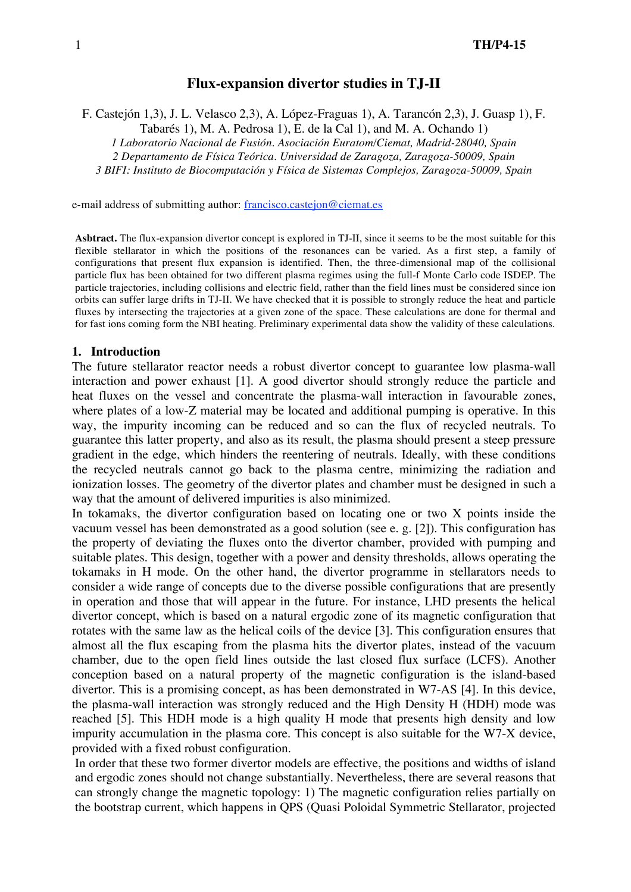# Flux-expansion divertor studies in TJ-II

F. Castejón 1,3), J. L. Velasco 2,3), A. López-Fraguas 1), A. Tarancón 2,3), J. Guasp 1), F. Tabarés 1), M. A. Pedrosa 1), E. de la Cal 1), and M. A. Ochando 1)

*1 Laboratorio Nacional de Fusión. Asociación Euratom/Ciemat, Madrid-28040, Spain*
*2 Departamento de Física Teórica. Universidad de Zaragoza, Zaragoza-50009, Spain*
*3 BIFI: Instituto de Biocomputación y Física de Sistemas Complejos, Zaragoza-50009, Spain*

e-mail address of submitting author: francisco.castejon@ciemat.es

**Asbtract.** The flux-expansion divertor concept is explored in TJ-II, since it seems to be the most suitable for this flexible stellarator in which the positions of the resonances can be varied. As a first step, a family of configurations that present flux expansion is identified. Then, the three-dimensional map of the collisional particle flux has been obtained for two different plasma regimes using the full-f Monte Carlo code ISDEP. The particle trajectories, including collisions and electric field, rather than the field lines must be considered since ion orbits can suffer large drifts in TJ-II. We have checked that it is possible to strongly reduce the heat and particle fluxes by intersecting the trajectories at a given zone of the space. These calculations are done for thermal and for fast ions coming form the NBI heating. Preliminary experimental data show the validity of these calculations.

## 1. Introduction

The future stellarator reactor needs a robust divertor concept to guarantee low plasma-wall interaction and power exhaust [1]. A good divertor should strongly reduce the particle and heat fluxes on the vessel and concentrate the plasma-wall interaction in favourable zones, where plates of a low-Z material may be located and additional pumping is operative. In this way, the impurity incoming can be reduced and so can the flux of recycled neutrals. To guarantee this latter property, and also as its result, the plasma should present a steep pressure gradient in the edge, which hinders the reentering of neutrals. Ideally, with these conditions the recycled neutrals cannot go back to the plasma centre, minimizing the radiation and ionization losses. The geometry of the divertor plates and chamber must be designed in such a way that the amount of delivered impurities is also minimized.

In tokamaks, the divertor configuration based on locating one or two X points inside the vacuum vessel has been demonstrated as a good solution (see e. g. [2]). This configuration has the property of deviating the fluxes onto the divertor chamber, provided with pumping and suitable plates. This design, together with a power and density thresholds, allows operating the tokamaks in H mode. On the other hand, the divertor programme in stellarators needs to consider a wide range of concepts due to the diverse possible configurations that are presently in operation and those that will appear in the future. For instance, LHD presents the helical divertor concept, which is based on a natural ergodic zone of its magnetic configuration that rotates with the same law as the helical coils of the device [3]. This configuration ensures that almost all the flux escaping from the plasma hits the divertor plates, instead of the vacuum chamber, due to the open field lines outside the last closed flux surface (LCFS). Another conception based on a natural property of the magnetic configuration is the island-based divertor. This is a promising concept, as has been demonstrated in W7-AS [4]. In this device, the plasma-wall interaction was strongly reduced and the High Density H (HDH) mode was reached [5]. This HDH mode is a high quality H mode that presents high density and low impurity accumulation in the plasma core. This concept is also suitable for the W7-X device, provided with a fixed robust configuration.

In order that these two former divertor models are effective, the positions and widths of island and ergodic zones should not change substantially. Nevertheless, there are several reasons that can strongly change the magnetic topology: 1) The magnetic configuration relies partially on the bootstrap current, which happens in QPS (Quasi Poloidal Symmetric Stellarator, projected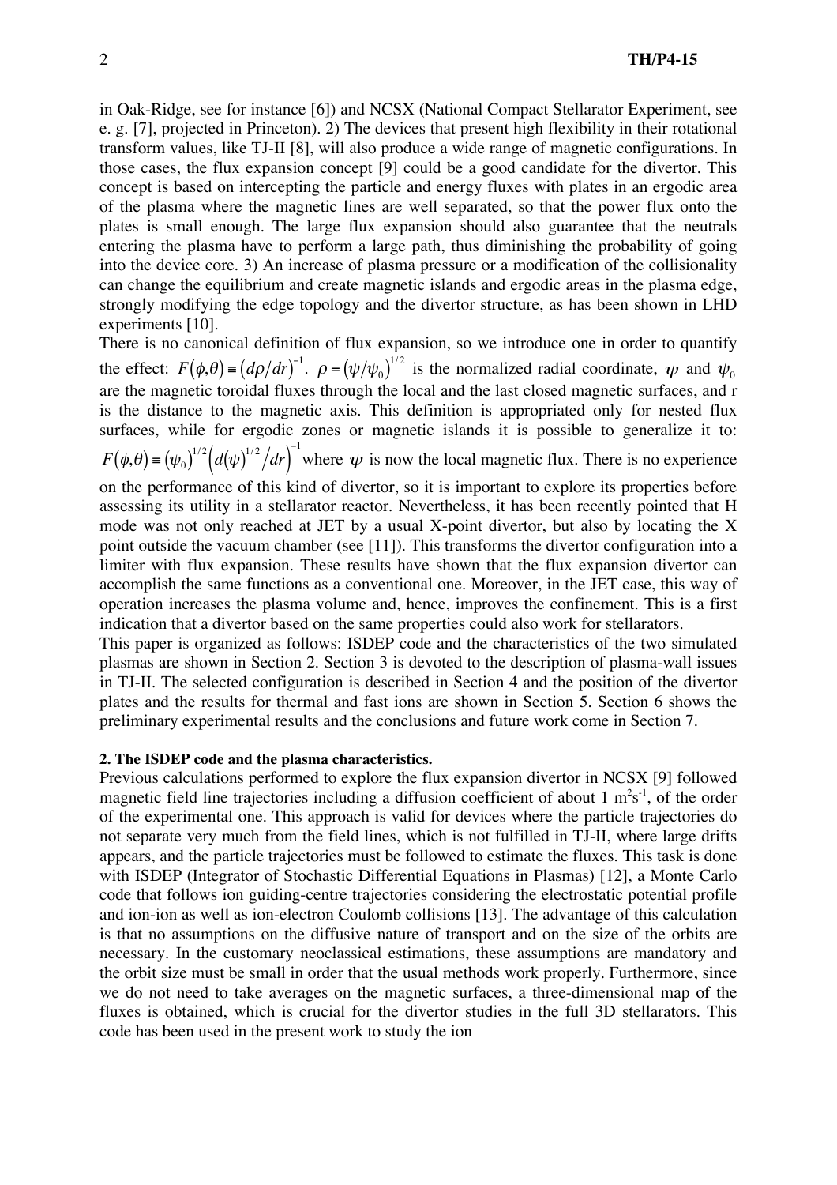in Oak-Ridge, see for instance [6]) and NCSX (National Compact Stellarator Experiment, see e. g. [7], projected in Princeton). 2) The devices that present high flexibility in their rotational transform values, like TJ-II [8], will also produce a wide range of magnetic configurations. In those cases, the flux expansion concept [9] could be a good candidate for the divertor. This concept is based on intercepting the particle and energy fluxes with plates in an ergodic area of the plasma where the magnetic lines are well separated, so that the power flux onto the plates is small enough. The large flux expansion should also guarantee that the neutrals entering the plasma have to perform a large path, thus diminishing the probability of going into the device core. 3) An increase of plasma pressure or a modification of the collisionality can change the equilibrium and create magnetic islands and ergodic areas in the plasma edge, strongly modifying the edge topology and the divertor structure, as has been shown in LHD experiments [10].

There is no canonical definition of flux expansion, so we introduce one in order to quantify the effect: $F(\phi,\theta) \equiv (d\rho/dr)^{-1}$. $\rho = (\psi/\psi_0)^{1/2}$ is the normalized radial coordinate, $\psi$ and $\psi_0$ are the magnetic toroidal fluxes through the local and the last closed magnetic surfaces, and r is the distance to the magnetic axis. This definition is appropriated only for nested flux surfaces, while for ergodic zones or magnetic islands it is possible to generalize it to: $F(\phi,\theta) \equiv (\psi_0)^{1/2}\left(d(\psi)^{1/2}/dr\right)^{-1}$ where $\psi$ is now the local magnetic flux. There is no experience on the performance of this kind of divertor, so it is important to explore its properties before assessing its utility in a stellarator reactor. Nevertheless, it has been recently pointed that H mode was not only reached at JET by a usual X-point divertor, but also by locating the X point outside the vacuum chamber (see [11]). This transforms the divertor configuration into a limiter with flux expansion. These results have shown that the flux expansion divertor can accomplish the same functions as a conventional one. Moreover, in the JET case, this way of operation increases the plasma volume and, hence, improves the confinement. This is a first indication that a divertor based on the same properties could also work for stellarators.

This paper is organized as follows: ISDEP code and the characteristics of the two simulated plasmas are shown in Section 2. Section 3 is devoted to the description of plasma-wall issues in TJ-II. The selected configuration is described in Section 4 and the position of the divertor plates and the results for thermal and fast ions are shown in Section 5. Section 6 shows the preliminary experimental results and the conclusions and future work come in Section 7.

## 2. The ISDEP code and the plasma characteristics.

Previous calculations performed to explore the flux expansion divertor in NCSX [9] followed magnetic field line trajectories including a diffusion coefficient of about 1 $m^2s^{-1}$, of the order of the experimental one. This approach is valid for devices where the particle trajectories do not separate very much from the field lines, which is not fulfilled in TJ-II, where large drifts appears, and the particle trajectories must be followed to estimate the fluxes. This task is done with ISDEP (Integrator of Stochastic Differential Equations in Plasmas) [12], a Monte Carlo code that follows ion guiding-centre trajectories considering the electrostatic potential profile and ion-ion as well as ion-electron Coulomb collisions [13]. The advantage of this calculation is that no assumptions on the diffusive nature of transport and on the size of the orbits are necessary. In the customary neoclassical estimations, these assumptions are mandatory and the orbit size must be small in order that the usual methods work properly. Furthermore, since we do not need to take averages on the magnetic surfaces, a three-dimensional map of the fluxes is obtained, which is crucial for the divertor studies in the full 3D stellarators. This code has been used in the present work to study the ion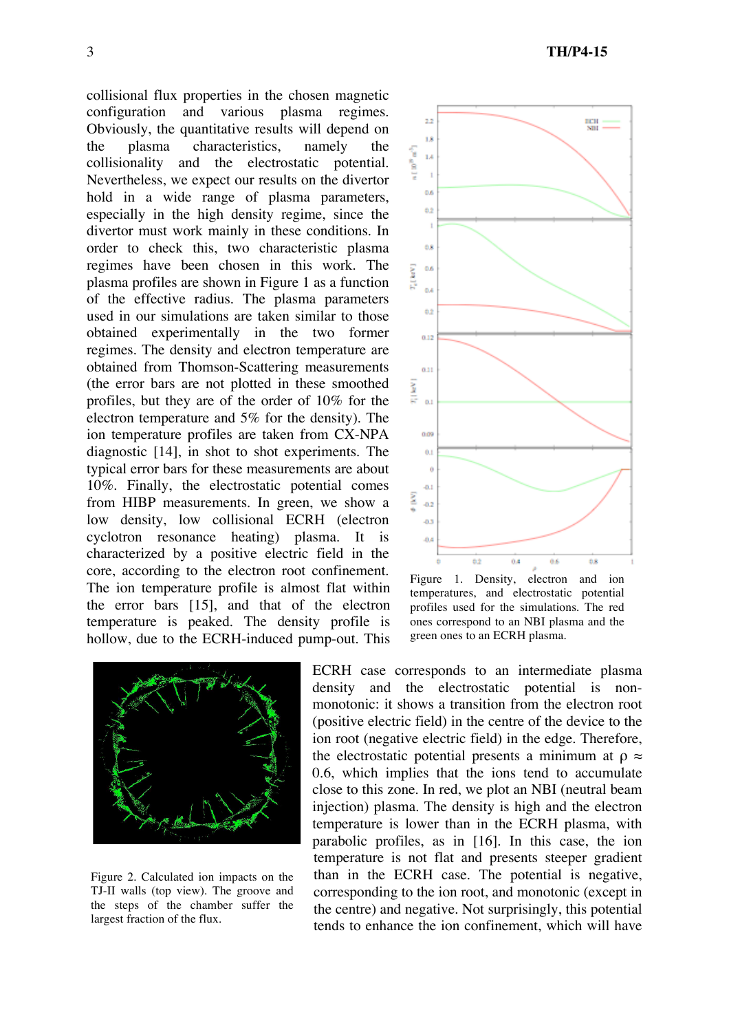collisional flux properties in the chosen magnetic configuration and various plasma regimes. Obviously, the quantitative results will depend on the plasma characteristics, namely the collisionality and the electrostatic potential. Nevertheless, we expect our results on the divertor hold in a wide range of plasma parameters, especially in the high density regime, since the divertor must work mainly in these conditions. In order to check this, two characteristic plasma regimes have been chosen in this work. The plasma profiles are shown in Figure 1 as a function of the effective radius. The plasma parameters used in our simulations are taken similar to those obtained experimentally in the two former regimes. The density and electron temperature are obtained from Thomson-Scattering measurements (the error bars are not plotted in these smoothed profiles, but they are of the order of 10% for the electron temperature and 5% for the density). The ion temperature profiles are taken from CX-NPA diagnostic [14], in shot to shot experiments. The typical error bars for these measurements are about 10%. Finally, the electrostatic potential comes from HIBP measurements. In green, we show a low density, low collisional ECRH (electron cyclotron resonance heating) plasma. It is characterized by a positive electric field in the core, according to the electron root confinement. The ion temperature profile is almost flat within the error bars [15], and that of the electron temperature is peaked. The density profile is hollow, due to the ECRH-induced pump-out. This ECRH case corresponds to an intermediate plasma density and the electrostatic potential is non-monotonic: it shows a transition from the electron root (positive electric field) in the centre of the device to the ion root (negative electric field) in the edge. Therefore, the electrostatic potential presents a minimum at $\rho \approx 0.6$, which implies that the ions tend to accumulate close to this zone. In red, we plot an NBI (neutral beam injection) plasma. The density is high and the electron temperature is lower than in the ECRH plasma, with parabolic profiles, as in [16]. In this case, the ion temperature is not flat and presents steeper gradient than in the ECRH case. The potential is negative, corresponding to the ion root, and monotonic (except in the centre) and negative. Not surprisingly, this potential tends to enhance the ion confinement, which will have

Figure 1. Density, electron and ion temperatures, and electrostatic potential profiles used for the simulations. The red ones correspond to an NBI plasma and the green ones to an ECRH plasma.

Figure 2. Calculated ion impacts on the TJ-II walls (top view). The groove and the steps of the chamber suffer the largest fraction of the flux.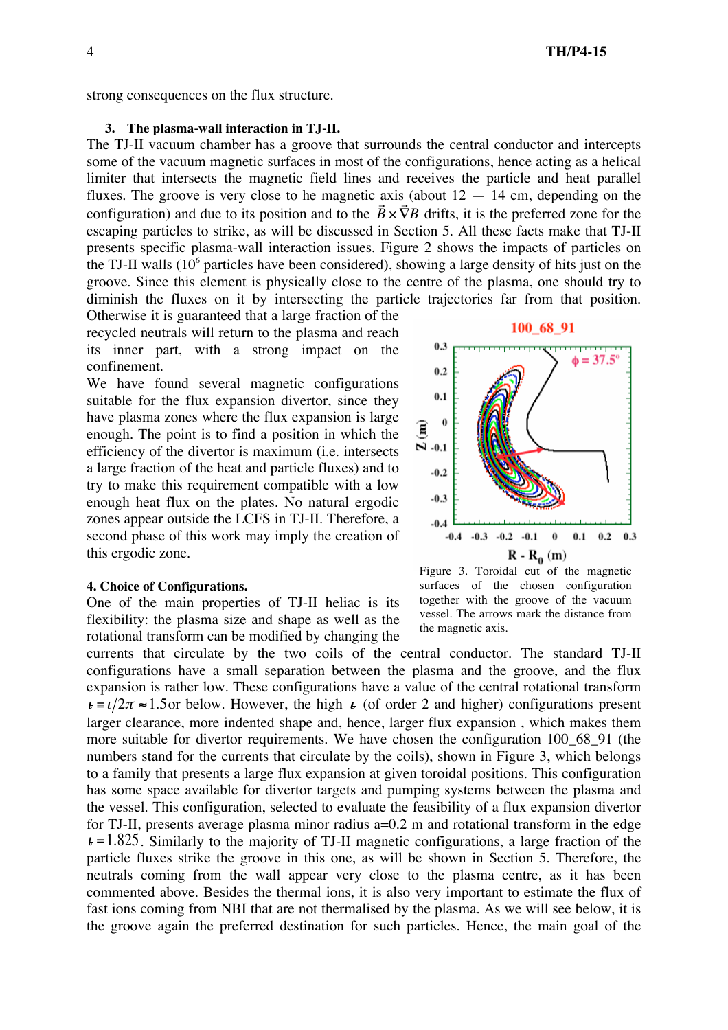strong consequences on the flux structure.

## 3. The plasma-wall interaction in TJ-II.

The TJ-II vacuum chamber has a groove that surrounds the central conductor and intercepts some of the vacuum magnetic surfaces in most of the configurations, hence acting as a helical limiter that intersects the magnetic field lines and receives the particle and heat parallel fluxes. The groove is very close to he magnetic axis (about 12 — 14 cm, depending on the configuration) and due to its position and to the $\vec{B}\times\vec{\nabla}B$ drifts, it is the preferred zone for the escaping particles to strike, as will be discussed in Section 5. All these facts make that TJ-II presents specific plasma-wall interaction issues. Figure 2 shows the impacts of particles on the TJ-II walls ($10^6$ particles have been considered), showing a large density of hits just on the groove. Since this element is physically close to the centre of the plasma, one should try to diminish the fluxes on it by intersecting the particle trajectories far from that position. Otherwise it is guaranteed that a large fraction of the recycled neutrals will return to the plasma and reach its inner part, with a strong impact on the confinement.

We have found several magnetic configurations suitable for the flux expansion divertor, since they have plasma zones where the flux expansion is large enough. The point is to find a position in which the efficiency of the divertor is maximum (i.e. intersects a large fraction of the heat and particle fluxes) and to try to make this requirement compatible with a low enough heat flux on the plates. No natural ergodic zones appear outside the LCFS in TJ-II. Therefore, a second phase of this work may imply the creation of this ergodic zone.

Figure 3. Toroidal cut of the magnetic surfaces of the chosen configuration together with the groove of the vacuum vessel. The arrows mark the distance from the magnetic axis.

## 4. Choice of Configurations.

One of the main properties of TJ-II heliac is its flexibility: the plasma size and shape as well as the rotational transform can be modified by changing the currents that circulate by the two coils of the central conductor. The standard TJ-II configurations have a small separation between the plasma and the groove, and the flux expansion is rather low. These configurations have a value of the central rotational transform $\iota\!\!\!- \equiv \iota/2\pi \approx 1.5$ or below. However, the high $\iota\!\!\!-$ (of order 2 and higher) configurations present larger clearance, more indented shape and, hence, larger flux expansion , which makes them more suitable for divertor requirements. We have chosen the configuration 100_68_91 (the numbers stand for the currents that circulate by the coils), shown in Figure 3, which belongs to a family that presents a large flux expansion at given toroidal positions. This configuration has some space available for divertor targets and pumping systems between the plasma and the vessel. This configuration, selected to evaluate the feasibility of a flux expansion divertor for TJ-II, presents average plasma minor radius a=0.2 m and rotational transform in the edge $\iota\!\!\!- = 1.825$. Similarly to the majority of TJ-II magnetic configurations, a large fraction of the particle fluxes strike the groove in this one, as will be shown in Section 5. Therefore, the neutrals coming from the wall appear very close to the plasma centre, as it has been commented above. Besides the thermal ions, it is also very important to estimate the flux of fast ions coming from NBI that are not thermalised by the plasma. As we will see below, it is the groove again the preferred destination for such particles. Hence, the main goal of the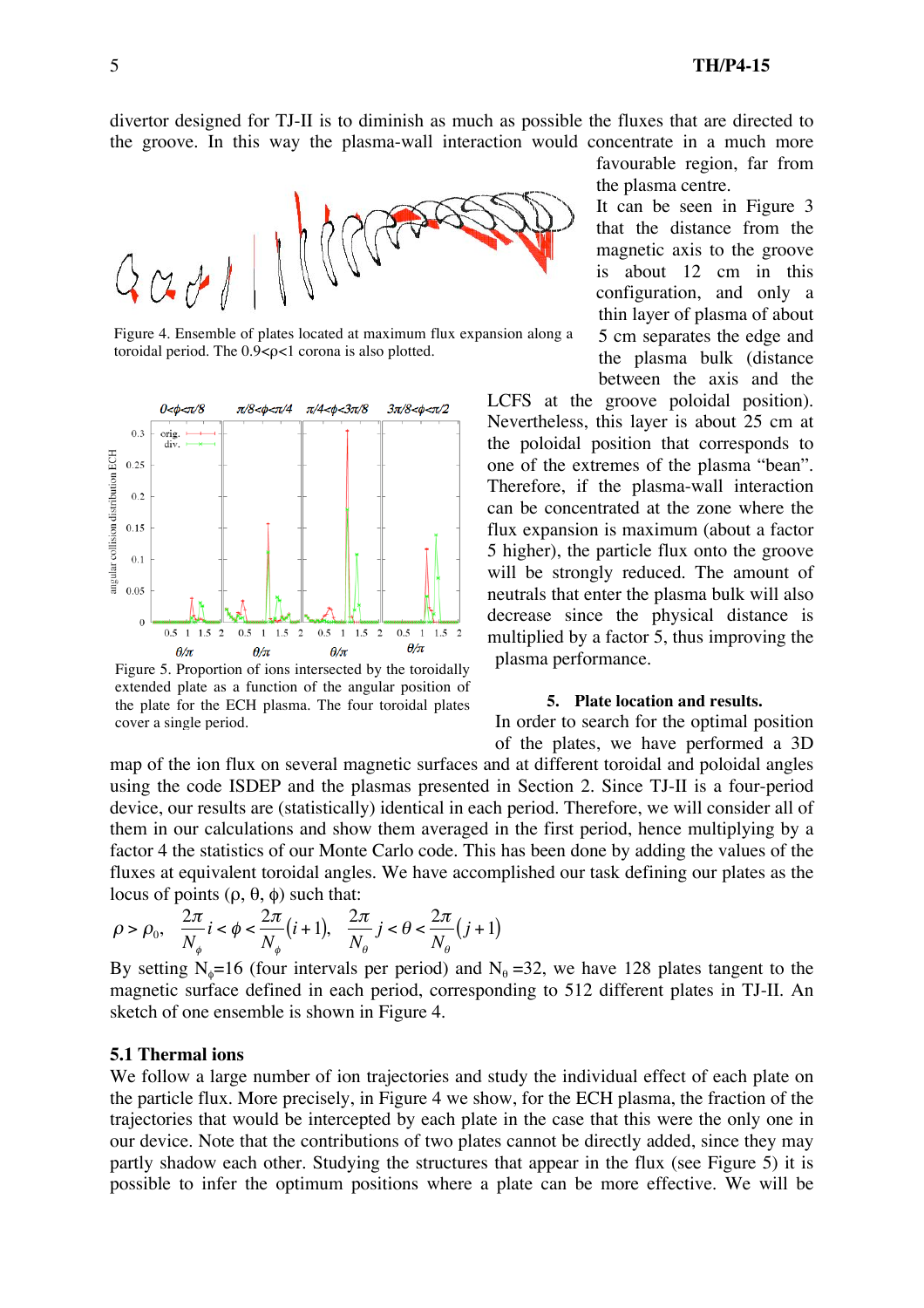divertor designed for TJ-II is to diminish as much as possible the fluxes that are directed to the groove. In this way the plasma-wall interaction would concentrate in a much more favourable region, far from the plasma centre.

It can be seen in Figure 3 that the distance from the magnetic axis to the groove is about 12 cm in this configuration, and only a thin layer of plasma of about 5 cm separates the edge and the plasma bulk (distance between the axis and the LCFS at the groove poloidal position). Nevertheless, this layer is about 25 cm at the poloidal position that corresponds to one of the extremes of the plasma "bean". Therefore, if the plasma-wall interaction can be concentrated at the zone where the flux expansion is maximum (about a factor 5 higher), the particle flux onto the groove will be strongly reduced. The amount of neutrals that enter the plasma bulk will also decrease since the physical distance is multiplied by a factor 5, thus improving the plasma performance.

Figure 4. Ensemble of plates located at maximum flux expansion along a toroidal period. The 0.9<ρ<1 corona is also plotted.

Figure 5. Proportion of ions intersected by the toroidally extended plate as a function of the angular position of the plate for the ECH plasma. The four toroidal plates cover a single period.

## 5. Plate location and results.

In order to search for the optimal position of the plates, we have performed a 3D map of the ion flux on several magnetic surfaces and at different toroidal and poloidal angles using the code ISDEP and the plasmas presented in Section 2. Since TJ-II is a four-period device, our results are (statistically) identical in each period. Therefore, we will consider all of them in our calculations and show them averaged in the first period, hence multiplying by a factor 4 the statistics of our Monte Carlo code. This has been done by adding the values of the fluxes at equivalent toroidal angles. We have accomplished our task defining our plates as the locus of points (ρ, θ, ϕ) such that:

$$\rho > \rho_0, \quad \frac{2\pi}{N_\phi} i < \phi < \frac{2\pi}{N_\phi}(i+1), \quad \frac{2\pi}{N_\theta} j < \theta < \frac{2\pi}{N_\theta}(j+1)$$

By setting $N_\phi$=16 (four intervals per period) and $N_\theta$ =32, we have 128 plates tangent to the magnetic surface defined in each period, corresponding to 512 different plates in TJ-II. An sketch of one ensemble is shown in Figure 4.

### 5.1 Thermal ions

We follow a large number of ion trajectories and study the individual effect of each plate on the particle flux. More precisely, in Figure 4 we show, for the ECH plasma, the fraction of the trajectories that would be intercepted by each plate in the case that this were the only one in our device. Note that the contributions of two plates cannot be directly added, since they may partly shadow each other. Studying the structures that appear in the flux (see Figure 5) it is possible to infer the optimum positions where a plate can be more effective. We will be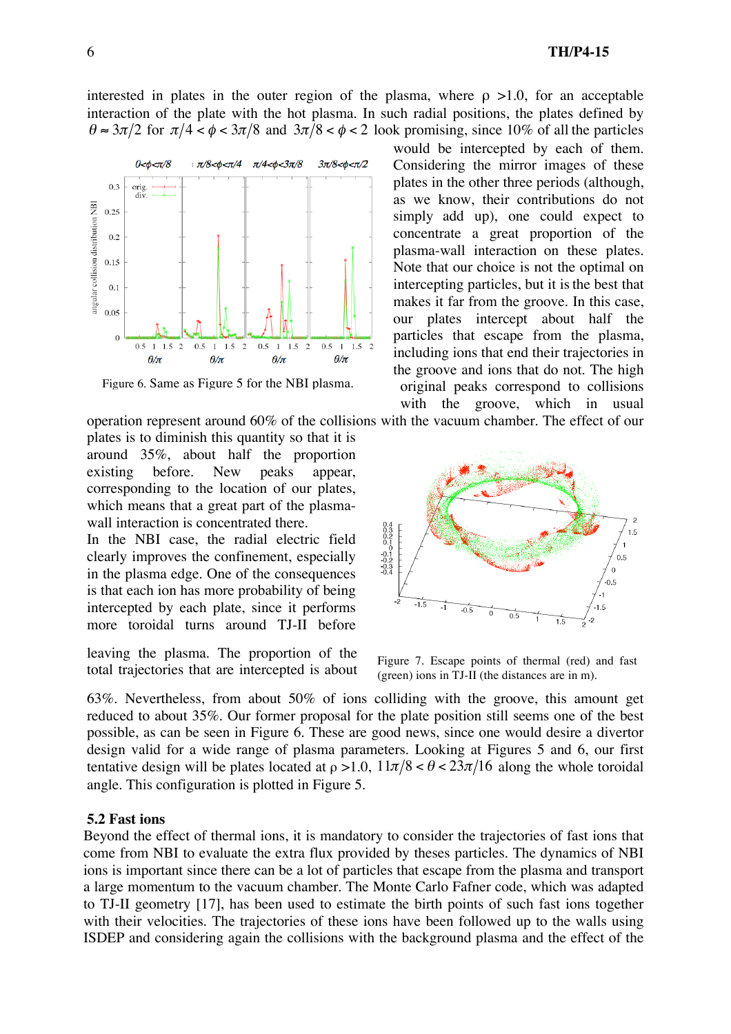interested in plates in the outer region of the plasma, where ρ >1.0, for an acceptable interaction of the plate with the hot plasma. In such radial positions, the plates defined by $\theta \approx 3\pi/2$ for $\pi/4 < \phi < 3\pi/8$ and $3\pi/8 < \phi < 2$ look promising, since 10% of all the particles would be intercepted by each of them. Considering the mirror images of these plates in the other three periods (although, as we know, their contributions do not simply add up), one could expect to concentrate a great proportion of the plasma-wall interaction on these plates. Note that our choice is not the optimal on intercepting particles, but it is the best that makes it far from the groove. In this case, our plates intercept about half the particles that escape from the plasma, including ions that end their trajectories in the groove and ions that do not. The high original peaks correspond to collisions with the groove, which in usual operation represent around 60% of the collisions with the vacuum chamber. The effect of our plates is to diminish this quantity so that it is around 35%, about half the proportion existing before. New peaks appear, corresponding to the location of our plates, which means that a great part of the plasma-wall interaction is concentrated there.

Figure 6. Same as Figure 5 for the NBI plasma.

In the NBI case, the radial electric field clearly improves the confinement, especially in the plasma edge. One of the consequences is that each ion has more probability of being intercepted by each plate, since it performs more toroidal turns around TJ-II before leaving the plasma. The proportion of the total trajectories that are intercepted is about 63%. Nevertheless, from about 50% of ions colliding with the groove, this amount get reduced to about 35%. Our former proposal for the plate position still seems one of the best possible, as can be seen in Figure 6. These are good news, since one would desire a divertor design valid for a wide range of plasma parameters. Looking at Figures 5 and 6, our first tentative design will be plates located at ρ >1.0, $11\pi/8 < \theta < 23\pi/16$ along the whole toroidal angle. This configuration is plotted in Figure 5.

Figure 7. Escape points of thermal (red) and fast (green) ions in TJ-II (the distances are in m).

### 5.2 Fast ions

Beyond the effect of thermal ions, it is mandatory to consider the trajectories of fast ions that come from NBI to evaluate the extra flux provided by theses particles. The dynamics of NBI ions is important since there can be a lot of particles that escape from the plasma and transport a large momentum to the vacuum chamber. The Monte Carlo Fafner code, which was adapted to TJ-II geometry [17], has been used to estimate the birth points of such fast ions together with their velocities. The trajectories of these ions have been followed up to the walls using ISDEP and considering again the collisions with the background plasma and the effect of the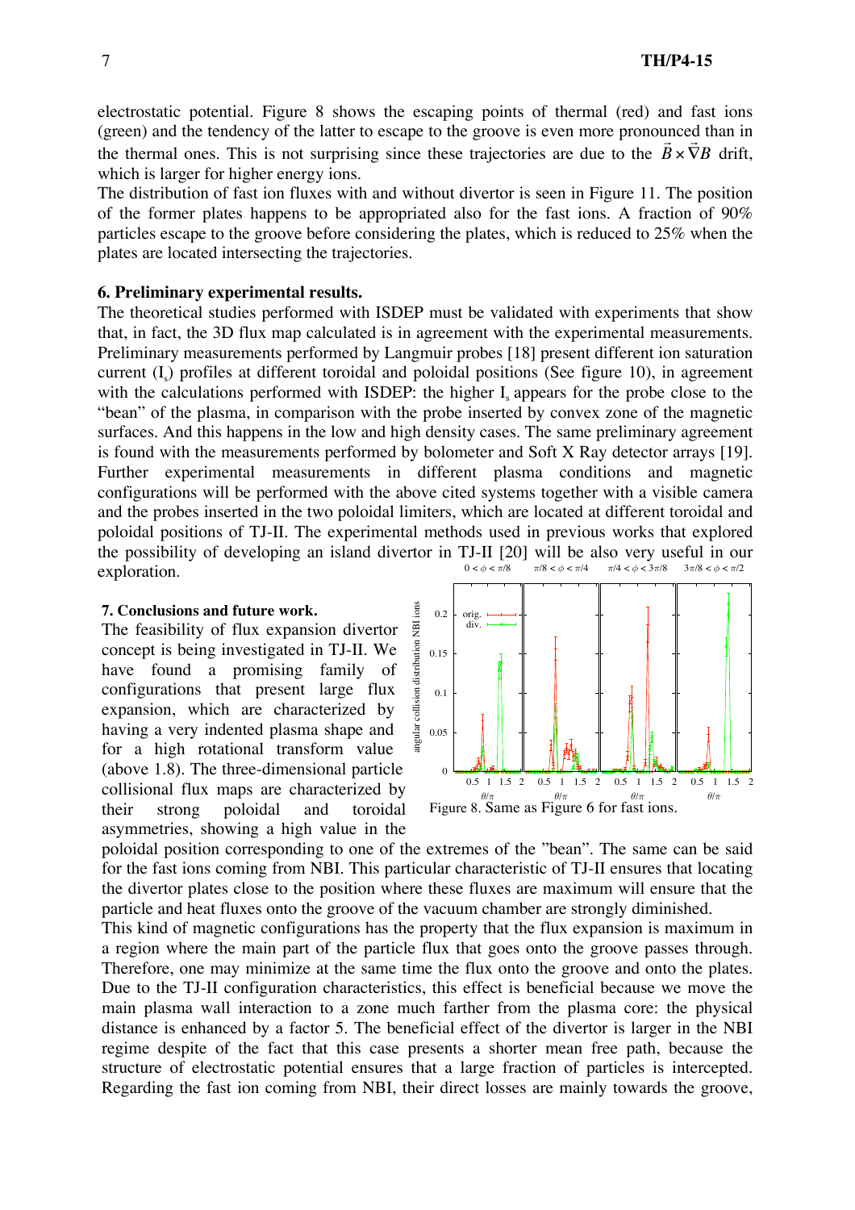electrostatic potential. Figure 8 shows the escaping points of thermal (red) and fast ions (green) and the tendency of the latter to escape to the groove is even more pronounced than in the thermal ones. This is not surprising since these trajectories are due to the $\vec{B} \times \vec{\nabla} B$ drift, which is larger for higher energy ions.

The distribution of fast ion fluxes with and without divertor is seen in Figure 11. The position of the former plates happens to be appropriated also for the fast ions. A fraction of 90% particles escape to the groove before considering the plates, which is reduced to 25% when the plates are located intersecting the trajectories.

### 6. Preliminary experimental results.

The theoretical studies performed with ISDEP must be validated with experiments that show that, in fact, the 3D flux map calculated is in agreement with the experimental measurements. Preliminary measurements performed by Langmuir probes [18] present different ion saturation current ($I_s$) profiles at different toroidal and poloidal positions (See figure 10), in agreement with the calculations performed with ISDEP: the higher $I_s$ appears for the probe close to the "bean" of the plasma, in comparison with the probe inserted by convex zone of the magnetic surfaces. And this happens in the low and high density cases. The same preliminary agreement is found with the measurements performed by bolometer and Soft X Ray detector arrays [19]. Further experimental measurements in different plasma conditions and magnetic configurations will be performed with the above cited systems together with a visible camera and the probes inserted in the two poloidal limiters, which are located at different toroidal and poloidal positions of TJ-II. The experimental methods used in previous works that explored the possibility of developing an island divertor in TJ-II [20] will be also very useful in our exploration.

### 7. Conclusions and future work.

The feasibility of flux expansion divertor concept is being investigated in TJ-II. We have found a promising family of configurations that present large flux expansion, which are characterized by having a very indented plasma shape and for a high rotational transform value (above 1.8). The three-dimensional particle collisional flux maps are characterized by their strong poloidal and toroidal asymmetries, showing a high value in the poloidal position corresponding to one of the extremes of the "bean". The same can be said for the fast ions coming from NBI. This particular characteristic of TJ-II ensures that locating the divertor plates close to the position where these fluxes are maximum will ensure that the particle and heat fluxes onto the groove of the vacuum chamber are strongly diminished.

Figure 8. Same as Figure 6 for fast ions.

This kind of magnetic configurations has the property that the flux expansion is maximum in a region where the main part of the particle flux that goes onto the groove passes through. Therefore, one may minimize at the same time the flux onto the groove and onto the plates. Due to the TJ-II configuration characteristics, this effect is beneficial because we move the main plasma wall interaction to a zone much farther from the plasma core: the physical distance is enhanced by a factor 5. The beneficial effect of the divertor is larger in the NBI regime despite of the fact that this case presents a shorter mean free path, because the structure of electrostatic potential ensures that a large fraction of particles is intercepted. Regarding the fast ion coming from NBI, their direct losses are mainly towards the groove,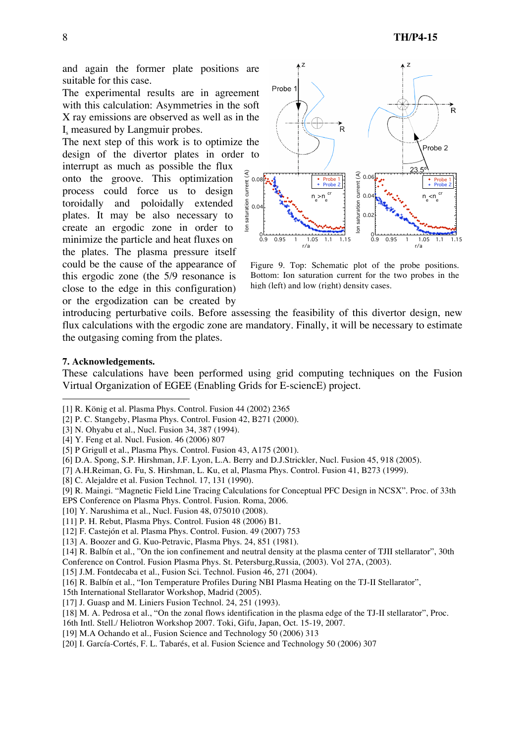and again the former plate positions are suitable for this case.

The experimental results are in agreement with this calculation: Asymmetries in the soft X ray emissions are observed as well as in the $I_s$ measured by Langmuir probes.

The next step of this work is to optimize the design of the divertor plates in order to interrupt as much as possible the flux onto the groove. This optimization process could force us to design toroidally and poloidally extended plates. It may be also necessary to create an ergodic zone in order to minimize the particle and heat fluxes on the plates. The plasma pressure itself could be the cause of the appearance of this ergodic zone (the 5/9 resonance is close to the edge in this configuration) or the ergodization can be created by introducing perturbative coils. Before assessing the feasibility of this divertor design, new flux calculations with the ergodic zone are mandatory. Finally, it will be necessary to estimate the outgasing coming from the plates.

Z
Probe 1
R
Z
R
Probe 2
23.5°
Ion saturation current (A)
0.08
0.04
0
0.9 0.95 1 1.05 1.1 1.15
r/a
Probe 1
Probe 2
$n_e > n_e^{cr}$
Ion saturation current (A)
0.06
0.04
0.02
0
0.9 0.95 1 1.05 1.1 1.15
r/a
Probe 1
Probe 2
$n_e < n_e^{cr}$

Figure 9. Top: Schematic plot of the probe positions. Bottom: Ion saturation current for the two probes in the high (left) and low (right) density cases.

## 7. Acknowledgements.

These calculations have been performed using grid computing techniques on the Fusion Virtual Organization of EGEE (Enabling Grids for E-sciencE) project.

---

[1] R. König et al. Plasma Phys. Control. Fusion 44 (2002) 2365
[2] P. C. Stangeby, Plasma Phys. Control. Fusion 42, B271 (2000).
[3] N. Ohyabu et al., Nucl. Fusion 34, 387 (1994).
[4] Y. Feng et al. Nucl. Fusion. 46 (2006) 807
[5] P Grigull et al., Plasma Phys. Control. Fusion 43, A175 (2001).
[6] D.A. Spong, S.P. Hirshman, J.F. Lyon, L.A. Berry and D.J.Strickler, Nucl. Fusion 45, 918 (2005).
[7] A.H.Reiman, G. Fu, S. Hirshman, L. Ku, et al, Plasma Phys. Control. Fusion 41, B273 (1999).
[8] C. Alejaldre et al. Fusion Technol. 17, 131 (1990).
[9] R. Maingi. "Magnetic Field Line Tracing Calculations for Conceptual PFC Design in NCSX". Proc. of 33th EPS Conference on Plasma Phys. Control. Fusion. Roma, 2006.
[10] Y. Narushima et al., Nucl. Fusion 48, 075010 (2008).
[11] P. H. Rebut, Plasma Phys. Control. Fusion 48 (2006) B1.
[12] F. Castejón et al. Plasma Phys. Control. Fusion. 49 (2007) 753
[13] A. Boozer and G. Kuo-Petravic, Plasma Phys. 24, 851 (1981).
[14] R. Balbín et al., "On the ion confinement and neutral density at the plasma center of TJII stellarator", 30th Conference on Control. Fusion Plasma Phys. St. Petersburg,Russia, (2003). Vol 27A, (2003).
[15] J.M. Fontdecaba et al., Fusion Sci. Technol. Fusion 46, 271 (2004).
[16] R. Balbín et al., "Ion Temperature Profiles During NBI Plasma Heating on the TJ-II Stellarator", 15th International Stellarator Workshop, Madrid (2005).
[17] J. Guasp and M. Liniers Fusion Technol. 24, 251 (1993).
[18] M. A. Pedrosa et al., "On the zonal flows identification in the plasma edge of the TJ-II stellarator", Proc. 16th Intl. Stell./ Heliotron Workshop 2007. Toki, Gifu, Japan, Oct. 15-19, 2007.
[19] M.A Ochando et al., Fusion Science and Technology 50 (2006) 313
[20] I. García-Cortés, F. L. Tabarés, et al. Fusion Science and Technology 50 (2006) 307